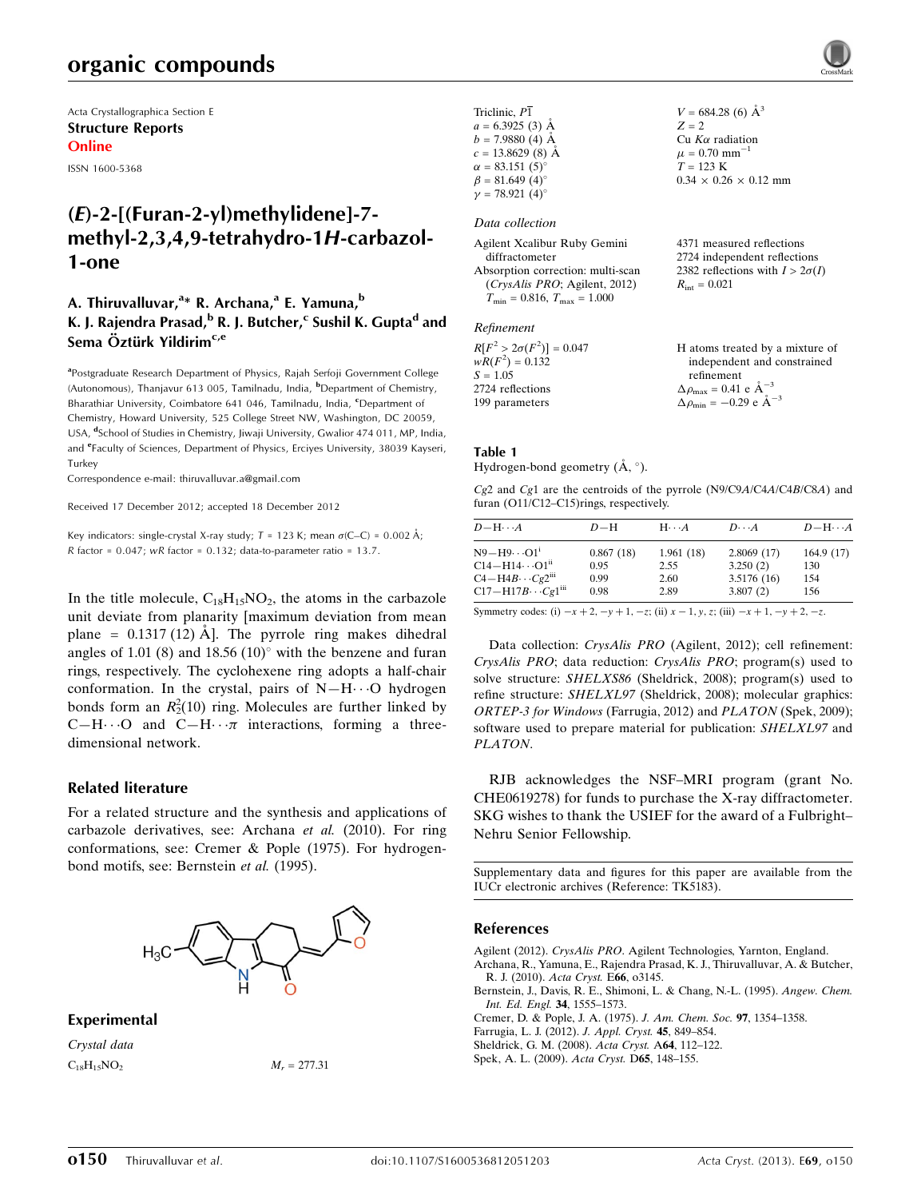# organic compounds

Acta Crystallographica Section E
**Structure Reports Online**

ISSN 1600-5368

## (*E*)-2-[(Furan-2-yl)methylidene]-7-methyl-2,3,4,9-tetrahydro-1*H*-carbazol-1-one

**A. Thiruvalluvar,[a]* R. Archana,[a] E. Yamuna,[b] K. J. Rajendra Prasad,[b] R. J. Butcher,[c] Sushil K. Gupta[d] and Sema Öztürk Yildirim[c,e]**

[a]Postgraduate Research Department of Physics, Rajah Serfoji Government College (Autonomous), Thanjavur 613 005, Tamilnadu, India, [b]Department of Chemistry, Bharathiar University, Coimbatore 641 046, Tamilnadu, India, [c]Department of Chemistry, Howard University, 525 College Street NW, Washington, DC 20059, USA, [d]School of Studies in Chemistry, Jiwaji University, Gwalior 474 011, MP, India, and [e]Faculty of Sciences, Department of Physics, Erciyes University, 38039 Kayseri, Turkey

Correspondence e-mail: thiruvalluvar.a@gmail.com

Received 17 December 2012; accepted 18 December 2012

Key indicators: single-crystal X-ray study; $T$ = 123 K; mean $\sigma$(C–C) = 0.002 Å; $R$ factor = 0.047; $wR$ factor = 0.132; data-to-parameter ratio = 13.7.

In the title molecule, $C_{18}H_{15}NO_2$, the atoms in the carbazole unit deviate from planarity [maximum deviation from mean plane = 0.1317 (12) Å]. The pyrrole ring makes dihedral angles of 1.01 (8) and 18.56 (10)° with the benzene and furan rings, respectively. The cyclohexene ring adopts a half-chair conformation. In the crystal, pairs of N—H⋯O hydrogen bonds form an $R_2^2(10)$ ring. Molecules are further linked by C—H⋯O and C—H⋯π interactions, forming a three-dimensional network.

### Related literature

For a related structure and the synthesis and applications of carbazole derivatives, see: Archana *et al.* (2010). For ring conformations, see: Cremer & Pople (1975). For hydrogen-bond motifs, see: Bernstein *et al.* (1995).

### Experimental

*Crystal data*

$C_{18}H_{15}NO_2$
$M_r$ = 277.31
Triclinic, $P\bar{1}$
$a$ = 6.3925 (3) Å
$b$ = 7.9880 (4) Å
$c$ = 13.8629 (8) Å
$\alpha$ = 83.151 (5)°
$\beta$ = 81.649 (4)°
$\gamma$ = 78.921 (4)°
$V$ = 684.28 (6) Å$^3$
$Z$ = 2
Cu $K\alpha$ radiation
$\mu$ = 0.70 mm$^{-1}$
$T$ = 123 K
0.34 × 0.26 × 0.12 mm

*Data collection*

Agilent Xcalibur Ruby Gemini diffractometer
Absorption correction: multi-scan (*CrysAlis PRO*; Agilent, 2012)
$T_{min}$ = 0.816, $T_{max}$ = 1.000
4371 measured reflections
2724 independent reflections
2382 reflections with $I > 2\sigma(I)$
$R_{int}$ = 0.021

*Refinement*

$R[F^2 > 2\sigma(F^2)]$ = 0.047
$wR(F^2)$ = 0.132
$S$ = 1.05
2724 reflections
199 parameters
H atoms treated by a mixture of independent and constrained refinement
$\Delta\rho_{max}$ = 0.41 e Å$^{-3}$
$\Delta\rho_{min}$ = −0.29 e Å$^{-3}$

**Table 1**
Hydrogen-bond geometry (Å, °).

*Cg*2 and *Cg*1 are the centroids of the pyrrole (N9/C9*A*/C4*A*/C4*B*/C8*A*) and furan (O11/C12–C15) rings, respectively.

| $D$—H⋯$A$ | $D$—H | H⋯$A$ | $D$⋯$A$ | $D$—H⋯$A$ |
|---|---|---|---|---|
| N9—H9⋯O1[i] | 0.867 (18) | 1.961 (18) | 2.8069 (17) | 164.9 (17) |
| C14—H14⋯O1[ii] | 0.95 | 2.55 | 3.250 (2) | 130 |
| C4—H4*B*⋯*Cg*2[iii] | 0.99 | 2.60 | 3.5176 (16) | 154 |
| C17—H17*B*⋯*Cg*1[iii] | 0.98 | 2.89 | 3.807 (2) | 156 |

Symmetry codes: (i) $-x+2, -y+1, -z$; (ii) $x-1, y, z$; (iii) $-x+1, -y+2, -z$.

Data collection: *CrysAlis PRO* (Agilent, 2012); cell refinement: *CrysAlis PRO*; data reduction: *CrysAlis PRO*; program(s) used to solve structure: *SHELXS86* (Sheldrick, 2008); program(s) used to refine structure: *SHELXL97* (Sheldrick, 2008); molecular graphics: *ORTEP-3 for Windows* (Farrugia, 2012) and *PLATON* (Spek, 2009); software used to prepare material for publication: *SHELXL97* and *PLATON*.

RJB acknowledges the NSF–MRI program (grant No. CHE0619278) for funds to purchase the X-ray diffractometer. SKG wishes to thank the USIEF for the award of a Fulbright–Nehru Senior Fellowship.

Supplementary data and figures for this paper are available from the IUCr electronic archives (Reference: TK5183).

### References

Agilent (2012). *CrysAlis PRO*. Agilent Technologies, Yarnton, England.
Archana, R., Yamuna, E., Rajendra Prasad, K. J., Thiruvalluvar, A. & Butcher, R. J. (2010). *Acta Cryst.* E**66**, o3145.
Bernstein, J., Davis, R. E., Shimoni, L. & Chang, N.-L. (1995). *Angew. Chem. Int. Ed. Engl.* **34**, 1555–1573.
Cremer, D. & Pople, J. A. (1975). *J. Am. Chem. Soc.* **97**, 1354–1358.
Farrugia, L. J. (2012). *J. Appl. Cryst.* **45**, 849–854.
Sheldrick, G. M. (2008). *Acta Cryst.* A**64**, 112–122.
Spek, A. L. (2009). *Acta Cryst.* D**65**, 148–155.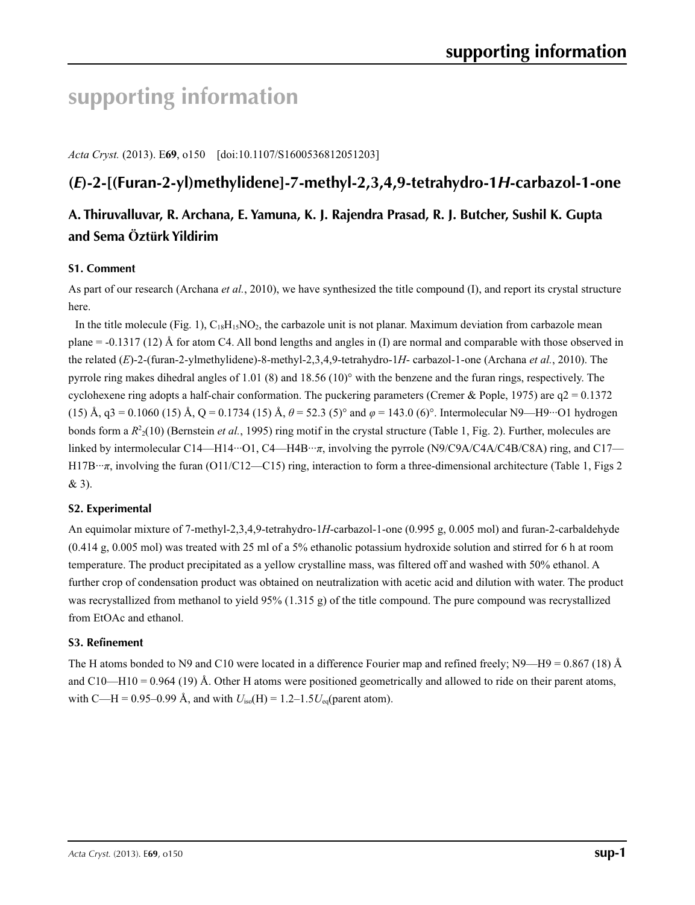# supporting information

*Acta Cryst.* (2013). E**69**, o150 [doi:10.1107/S1600536812051203]

## (*E*)-2-[(Furan-2-yl)methylidene]-7-methyl-2,3,4,9-tetrahydro-1*H*-carbazol-1-one

### A. Thiruvalluvar, R. Archana, E. Yamuna, K. J. Rajendra Prasad, R. J. Butcher, Sushil K. Gupta and Sema Öztürk Yildirim

### S1. Comment

As part of our research (Archana *et al.*, 2010), we have synthesized the title compound (I), and report its crystal structure here.

In the title molecule (Fig. 1), $C_{18}H_{15}NO_2$, the carbazole unit is not planar. Maximum deviation from carbazole mean plane = -0.1317 (12) Å for atom C4. All bond lengths and angles in (I) are normal and comparable with those observed in the related (*E*)-2-(furan-2-ylmethylidene)-8-methyl-2,3,4,9-tetrahydro-1*H*- carbazol-1-one (Archana *et al.*, 2010). The pyrrole ring makes dihedral angles of 1.01 (8) and 18.56 (10)° with the benzene and the furan rings, respectively. The cyclohexene ring adopts a half-chair conformation. The puckering parameters (Cremer & Pople, 1975) are q2 = 0.1372 (15) Å, q3 = 0.1060 (15) Å, Q = 0.1734 (15) Å, $\theta$ = 52.3 (5)° and $\varphi$ = 143.0 (6)°. Intermolecular N9—H9···O1 hydrogen bonds form a $R^2_2(10)$ (Bernstein *et al.*, 1995) ring motif in the crystal structure (Table 1, Fig. 2). Further, molecules are linked by intermolecular C14—H14···O1, C4—H4B···*π*, involving the pyrrole (N9/C9A/C4A/C4B/C8A) ring, and C17—H17B···*π*, involving the furan (O11/C12—C15) ring, interaction to form a three-dimensional architecture (Table 1, Figs 2 & 3).

### S2. Experimental

An equimolar mixture of 7-methyl-2,3,4,9-tetrahydro-1*H*-carbazol-1-one (0.995 g, 0.005 mol) and furan-2-carbaldehyde (0.414 g, 0.005 mol) was treated with 25 ml of a 5% ethanolic potassium hydroxide solution and stirred for 6 h at room temperature. The product precipitated as a yellow crystalline mass, was filtered off and washed with 50% ethanol. A further crop of condensation product was obtained on neutralization with acetic acid and dilution with water. The product was recrystallized from methanol to yield 95% (1.315 g) of the title compound. The pure compound was recrystallized from EtOAc and ethanol.

### S3. Refinement

The H atoms bonded to N9 and C10 were located in a difference Fourier map and refined freely; N9—H9 = 0.867 (18) Å and C10—H10 = 0.964 (19) Å. Other H atoms were positioned geometrically and allowed to ride on their parent atoms, with C—H = 0.95–0.99 Å, and with $U_{iso}$(H) = 1.2–1.5$U_{eq}$(parent atom).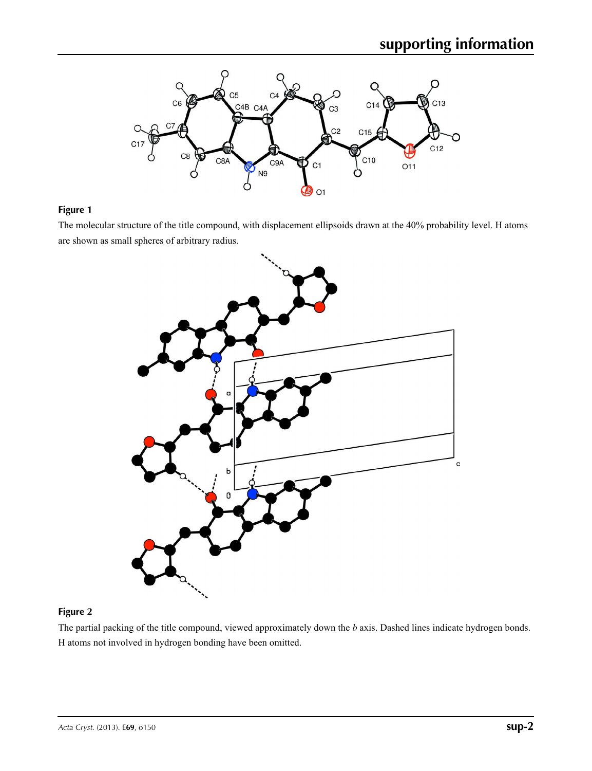**Figure 1**

The molecular structure of the title compound, with displacement ellipsoids drawn at the 40% probability level. H atoms are shown as small spheres of arbitrary radius.

**Figure 2**

The partial packing of the title compound, viewed approximately down the *b* axis. Dashed lines indicate hydrogen bonds. H atoms not involved in hydrogen bonding have been omitted.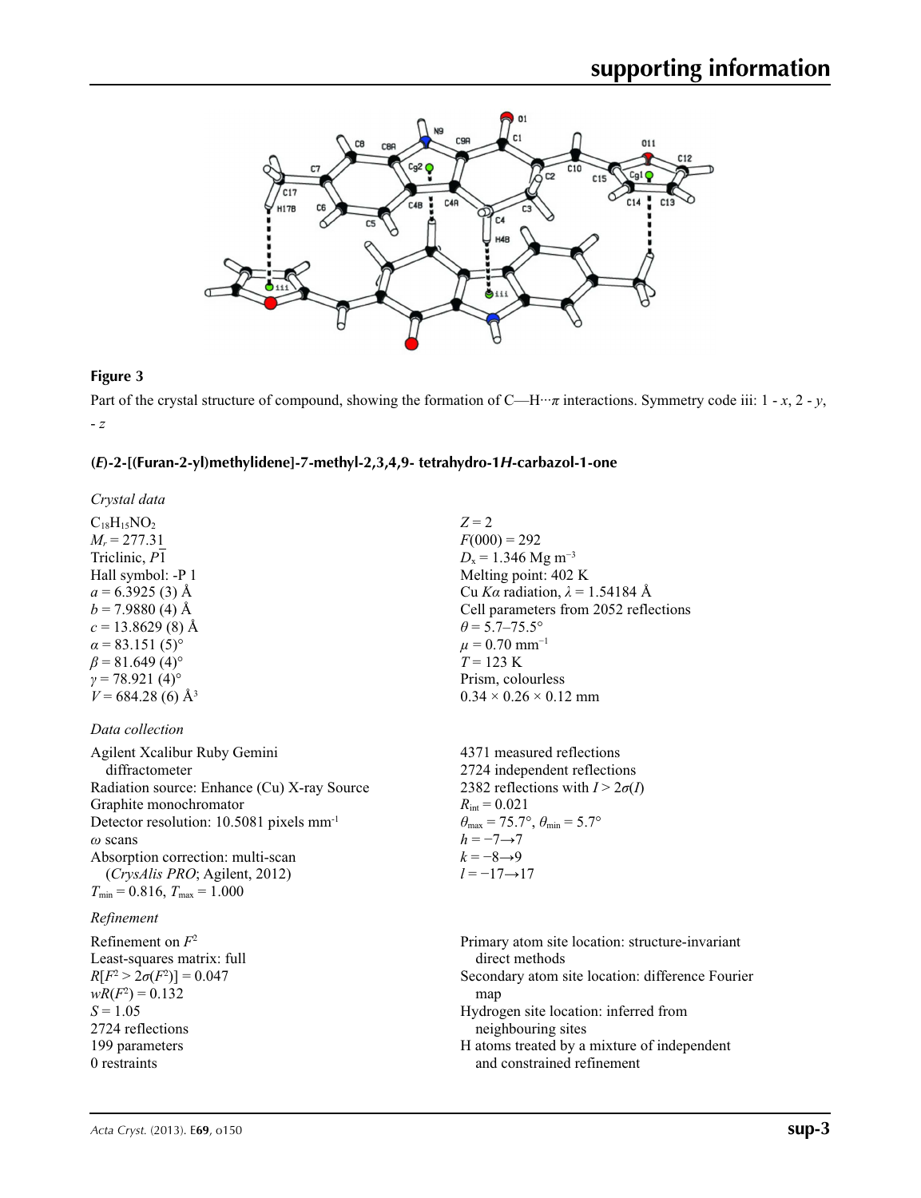**Figure 3**

Part of the crystal structure of compound, showing the formation of C—H···$\pi$ interactions. Symmetry code iii: 1 - *x*, 2 - *y*, - *z*

### (*E*)-2-[(Furan-2-yl)methylidene]-7-methyl-2,3,4,9- tetrahydro-1*H*-carbazol-1-one

*Crystal data*

$C_{18}H_{15}NO_2$
$M_r$ = 277.31
Triclinic, $P\overline{1}$
Hall symbol: -P 1
*a* = 6.3925 (3) Å
*b* = 7.9880 (4) Å
*c* = 13.8629 (8) Å
$\alpha$ = 83.151 (5)°
$\beta$ = 81.649 (4)°
$\gamma$ = 78.921 (4)°
*V* = 684.28 (6) Å$^3$
*Z* = 2
*F*(000) = 292
$D_x$ = 1.346 Mg m$^{-3}$
Melting point: 402 K
Cu *K*$\alpha$ radiation, $\lambda$ = 1.54184 Å
Cell parameters from 2052 reflections
$\theta$ = 5.7–75.5°
$\mu$ = 0.70 mm$^{-1}$
*T* = 123 K
Prism, colourless
0.34 × 0.26 × 0.12 mm

*Data collection*

Agilent Xcalibur Ruby Gemini diffractometer
Radiation source: Enhance (Cu) X-ray Source
Graphite monochromator
Detector resolution: 10.5081 pixels mm$^{-1}$
$\omega$ scans
Absorption correction: multi-scan (*CrysAlis PRO*; Agilent, 2012)
$T_{min}$ = 0.816, $T_{max}$ = 1.000
4371 measured reflections
2724 independent reflections
2382 reflections with $I > 2\sigma(I)$
$R_{int}$ = 0.021
$\theta_{max}$ = 75.7°, $\theta_{min}$ = 5.7°
*h* = −7→7
*k* = −8→9
*l* = −17→17

*Refinement*

Refinement on $F^2$
Least-squares matrix: full
$R[F^2 > 2\sigma(F^2)]$ = 0.047
$wR(F^2)$ = 0.132
*S* = 1.05
2724 reflections
199 parameters
0 restraints
Primary atom site location: structure-invariant direct methods
Secondary atom site location: difference Fourier map
Hydrogen site location: inferred from neighbouring sites
H atoms treated by a mixture of independent and constrained refinement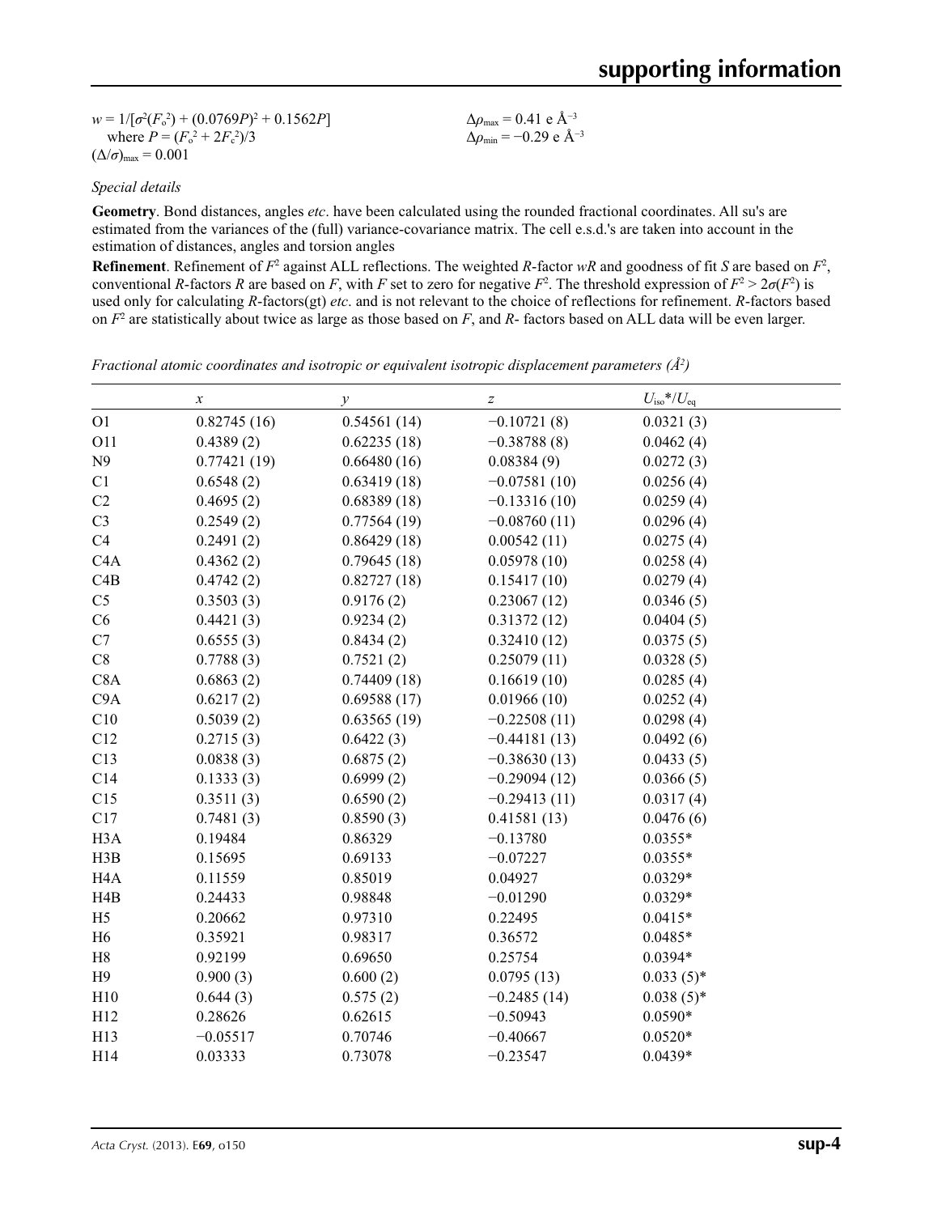$w = 1/[\sigma^2(F_o^2) + (0.0769P)^2 + 0.1562P]$
where $P = (F_o^2 + 2F_c^2)/3$
$(\Delta/\sigma)_{max} = 0.001$

$\Delta\rho_{max} = 0.41$ e Å$^{-3}$
$\Delta\rho_{min} = -0.29$ e Å$^{-3}$

*Special details*

**Geometry**. Bond distances, angles *etc*. have been calculated using the rounded fractional coordinates. All su's are estimated from the variances of the (full) variance-covariance matrix. The cell e.s.d.'s are taken into account in the estimation of distances, angles and torsion angles

**Refinement**. Refinement of $F^2$ against ALL reflections. The weighted $R$-factor $wR$ and goodness of fit $S$ are based on $F^2$, conventional $R$-factors $R$ are based on $F$, with $F$ set to zero for negative $F^2$. The threshold expression of $F^2 > 2\sigma(F^2)$ is used only for calculating $R$-factors(gt) *etc*. and is not relevant to the choice of reflections for refinement. $R$-factors based on $F^2$ are statistically about twice as large as those based on $F$, and $R$- factors based on ALL data will be even larger.

*Fractional atomic coordinates and isotropic or equivalent isotropic displacement parameters (Å$^2$)*

| | $x$ | $y$ | $z$ | $U_{iso}$*/$U_{eq}$ |
|---|---|---|---|---|
| O1 | 0.82745 (16) | 0.54561 (14) | −0.10721 (8) | 0.0321 (3) |
| O11 | 0.4389 (2) | 0.62235 (18) | −0.38788 (8) | 0.0462 (4) |
| N9 | 0.77421 (19) | 0.66480 (16) | 0.08384 (9) | 0.0272 (3) |
| C1 | 0.6548 (2) | 0.63419 (18) | −0.07581 (10) | 0.0256 (4) |
| C2 | 0.4695 (2) | 0.68389 (18) | −0.13316 (10) | 0.0259 (4) |
| C3 | 0.2549 (2) | 0.77564 (19) | −0.08760 (11) | 0.0296 (4) |
| C4 | 0.2491 (2) | 0.86429 (18) | 0.00542 (11) | 0.0275 (4) |
| C4A | 0.4362 (2) | 0.79645 (18) | 0.05978 (10) | 0.0258 (4) |
| C4B | 0.4742 (2) | 0.82727 (18) | 0.15417 (10) | 0.0279 (4) |
| C5 | 0.3503 (3) | 0.9176 (2) | 0.23067 (12) | 0.0346 (5) |
| C6 | 0.4421 (3) | 0.9234 (2) | 0.31372 (12) | 0.0404 (5) |
| C7 | 0.6555 (3) | 0.8434 (2) | 0.32410 (12) | 0.0375 (5) |
| C8 | 0.7788 (3) | 0.7521 (2) | 0.25079 (11) | 0.0328 (5) |
| C8A | 0.6863 (2) | 0.74409 (18) | 0.16619 (10) | 0.0285 (4) |
| C9A | 0.6217 (2) | 0.69588 (17) | 0.01966 (10) | 0.0252 (4) |
| C10 | 0.5039 (2) | 0.63565 (19) | −0.22508 (11) | 0.0298 (4) |
| C12 | 0.2715 (3) | 0.6422 (3) | −0.44181 (13) | 0.0492 (6) |
| C13 | 0.0838 (3) | 0.6875 (2) | −0.38630 (13) | 0.0433 (5) |
| C14 | 0.1333 (3) | 0.6999 (2) | −0.29094 (12) | 0.0366 (5) |
| C15 | 0.3511 (3) | 0.6590 (2) | −0.29413 (11) | 0.0317 (4) |
| C17 | 0.7481 (3) | 0.8590 (3) | 0.41581 (13) | 0.0476 (6) |
| H3A | 0.19484 | 0.86329 | −0.13780 | 0.0355* |
| H3B | 0.15695 | 0.69133 | −0.07227 | 0.0355* |
| H4A | 0.11559 | 0.85019 | 0.04927 | 0.0329* |
| H4B | 0.24433 | 0.98848 | −0.01290 | 0.0329* |
| H5 | 0.20662 | 0.97310 | 0.22495 | 0.0415* |
| H6 | 0.35921 | 0.98317 | 0.36572 | 0.0485* |
| H8 | 0.92199 | 0.69650 | 0.25754 | 0.0394* |
| H9 | 0.900 (3) | 0.600 (2) | 0.0795 (13) | 0.033 (5)* |
| H10 | 0.644 (3) | 0.575 (2) | −0.2485 (14) | 0.038 (5)* |
| H12 | 0.28626 | 0.62615 | −0.50943 | 0.0590* |
| H13 | −0.05517 | 0.70746 | −0.40667 | 0.0520* |
| H14 | 0.03333 | 0.73078 | −0.23547 | 0.0439* |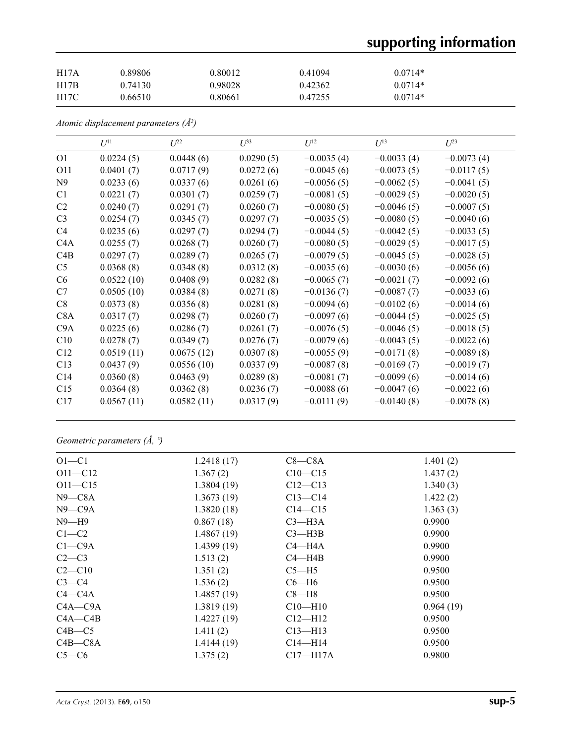| | | | | |
|---|---|---|---|---|
| H17A | 0.89806 | 0.80012 | 0.41094 | 0.0714* |
| H17B | 0.74130 | 0.98028 | 0.42362 | 0.0714* |
| H17C | 0.66510 | 0.80661 | 0.47255 | 0.0714* |

*Atomic displacement parameters (Å²)*

| | $U^{11}$ | $U^{22}$ | $U^{33}$ | $U^{12}$ | $U^{13}$ | $U^{23}$ |
|---|---|---|---|---|---|---|
| O1 | 0.0224 (5) | 0.0448 (6) | 0.0290 (5) | −0.0035 (4) | −0.0033 (4) | −0.0073 (4) |
| O11 | 0.0401 (7) | 0.0717 (9) | 0.0272 (6) | −0.0045 (6) | −0.0073 (5) | −0.0117 (5) |
| N9 | 0.0233 (6) | 0.0337 (6) | 0.0261 (6) | −0.0056 (5) | −0.0062 (5) | −0.0041 (5) |
| C1 | 0.0221 (7) | 0.0301 (7) | 0.0259 (7) | −0.0081 (5) | −0.0029 (5) | −0.0020 (5) |
| C2 | 0.0240 (7) | 0.0291 (7) | 0.0260 (7) | −0.0080 (5) | −0.0046 (5) | −0.0007 (5) |
| C3 | 0.0254 (7) | 0.0345 (7) | 0.0297 (7) | −0.0035 (5) | −0.0080 (5) | −0.0040 (6) |
| C4 | 0.0235 (6) | 0.0297 (7) | 0.0294 (7) | −0.0044 (5) | −0.0042 (5) | −0.0033 (5) |
| C4A | 0.0255 (7) | 0.0268 (7) | 0.0260 (7) | −0.0080 (5) | −0.0029 (5) | −0.0017 (5) |
| C4B | 0.0297 (7) | 0.0289 (7) | 0.0265 (7) | −0.0079 (5) | −0.0045 (5) | −0.0028 (5) |
| C5 | 0.0368 (8) | 0.0348 (8) | 0.0312 (8) | −0.0035 (6) | −0.0030 (6) | −0.0056 (6) |
| C6 | 0.0522 (10) | 0.0408 (9) | 0.0282 (8) | −0.0065 (7) | −0.0021 (7) | −0.0092 (6) |
| C7 | 0.0505 (10) | 0.0384 (8) | 0.0271 (8) | −0.0136 (7) | −0.0087 (7) | −0.0033 (6) |
| C8 | 0.0373 (8) | 0.0356 (8) | 0.0281 (8) | −0.0094 (6) | −0.0102 (6) | −0.0014 (6) |
| C8A | 0.0317 (7) | 0.0298 (7) | 0.0260 (7) | −0.0097 (6) | −0.0044 (5) | −0.0025 (5) |
| C9A | 0.0225 (6) | 0.0286 (7) | 0.0261 (7) | −0.0076 (5) | −0.0046 (5) | −0.0018 (5) |
| C10 | 0.0278 (7) | 0.0349 (7) | 0.0276 (7) | −0.0079 (6) | −0.0043 (5) | −0.0022 (6) |
| C12 | 0.0519 (11) | 0.0675 (12) | 0.0307 (8) | −0.0055 (9) | −0.0171 (8) | −0.0089 (8) |
| C13 | 0.0437 (9) | 0.0556 (10) | 0.0337 (9) | −0.0087 (8) | −0.0169 (7) | −0.0019 (7) |
| C14 | 0.0360 (8) | 0.0463 (9) | 0.0289 (8) | −0.0081 (7) | −0.0099 (6) | −0.0014 (6) |
| C15 | 0.0364 (8) | 0.0362 (8) | 0.0236 (7) | −0.0088 (6) | −0.0047 (6) | −0.0022 (6) |
| C17 | 0.0567 (11) | 0.0582 (11) | 0.0317 (9) | −0.0111 (9) | −0.0140 (8) | −0.0078 (8) |

*Geometric parameters (Å, º)*

| | | | |
|---|---|---|---|
| O1—C1 | 1.2418 (17) | C8—C8A | 1.401 (2) |
| O11—C12 | 1.367 (2) | C10—C15 | 1.437 (2) |
| O11—C15 | 1.3804 (19) | C12—C13 | 1.340 (3) |
| N9—C8A | 1.3673 (19) | C13—C14 | 1.422 (2) |
| N9—C9A | 1.3820 (18) | C14—C15 | 1.363 (3) |
| N9—H9 | 0.867 (18) | C3—H3A | 0.9900 |
| C1—C2 | 1.4867 (19) | C3—H3B | 0.9900 |
| C1—C9A | 1.4399 (19) | C4—H4A | 0.9900 |
| C2—C3 | 1.513 (2) | C4—H4B | 0.9900 |
| C2—C10 | 1.351 (2) | C5—H5 | 0.9500 |
| C3—C4 | 1.536 (2) | C6—H6 | 0.9500 |
| C4—C4A | 1.4857 (19) | C8—H8 | 0.9500 |
| C4A—C9A | 1.3819 (19) | C10—H10 | 0.964 (19) |
| C4A—C4B | 1.4227 (19) | C12—H12 | 0.9500 |
| C4B—C5 | 1.411 (2) | C13—H13 | 0.9500 |
| C4B—C8A | 1.4144 (19) | C14—H14 | 0.9500 |
| C5—C6 | 1.375 (2) | C17—H17A | 0.9800 |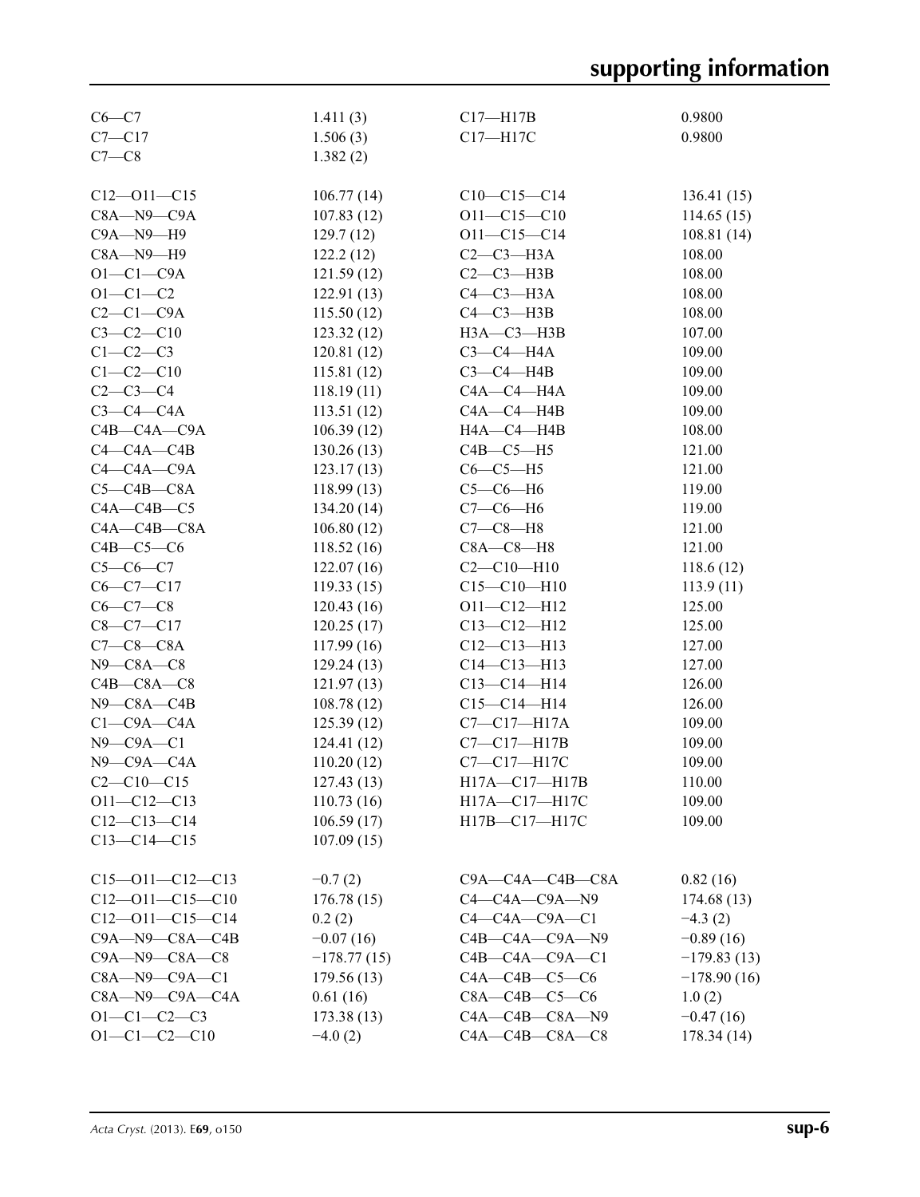| | | | |
|---|---|---|---|
| C6—C7 | 1.411 (3) | C17—H17B | 0.9800 |
| C7—C17 | 1.506 (3) | C17—H17C | 0.9800 |
| C7—C8 | 1.382 (2) | | |
| | | | |
| C12—O11—C15 | 106.77 (14) | C10—C15—C14 | 136.41 (15) |
| C8A—N9—C9A | 107.83 (12) | O11—C15—C10 | 114.65 (15) |
| C9A—N9—H9 | 129.7 (12) | O11—C15—C14 | 108.81 (14) |
| C8A—N9—H9 | 122.2 (12) | C2—C3—H3A | 108.00 |
| O1—C1—C9A | 121.59 (12) | C2—C3—H3B | 108.00 |
| O1—C1—C2 | 122.91 (13) | C4—C3—H3A | 108.00 |
| C2—C1—C9A | 115.50 (12) | C4—C3—H3B | 108.00 |
| C3—C2—C10 | 123.32 (12) | H3A—C3—H3B | 107.00 |
| C1—C2—C3 | 120.81 (12) | C3—C4—H4A | 109.00 |
| C1—C2—C10 | 115.81 (12) | C3—C4—H4B | 109.00 |
| C2—C3—C4 | 118.19 (11) | C4A—C4—H4A | 109.00 |
| C3—C4—C4A | 113.51 (12) | C4A—C4—H4B | 109.00 |
| C4B—C4A—C9A | 106.39 (12) | H4A—C4—H4B | 108.00 |
| C4—C4A—C4B | 130.26 (13) | C4B—C5—H5 | 121.00 |
| C4—C4A—C9A | 123.17 (13) | C6—C5—H5 | 121.00 |
| C5—C4B—C8A | 118.99 (13) | C5—C6—H6 | 119.00 |
| C4A—C4B—C5 | 134.20 (14) | C7—C6—H6 | 119.00 |
| C4A—C4B—C8A | 106.80 (12) | C7—C8—H8 | 121.00 |
| C4B—C5—C6 | 118.52 (16) | C8A—C8—H8 | 121.00 |
| C5—C6—C7 | 122.07 (16) | C2—C10—H10 | 118.6 (12) |
| C6—C7—C17 | 119.33 (15) | C15—C10—H10 | 113.9 (11) |
| C6—C7—C8 | 120.43 (16) | O11—C12—H12 | 125.00 |
| C8—C7—C17 | 120.25 (17) | C13—C12—H12 | 125.00 |
| C7—C8—C8A | 117.99 (16) | C12—C13—H13 | 127.00 |
| N9—C8A—C8 | 129.24 (13) | C14—C13—H13 | 127.00 |
| C4B—C8A—C8 | 121.97 (13) | C13—C14—H14 | 126.00 |
| N9—C8A—C4B | 108.78 (12) | C15—C14—H14 | 126.00 |
| C1—C9A—C4A | 125.39 (12) | C7—C17—H17A | 109.00 |
| N9—C9A—C1 | 124.41 (12) | C7—C17—H17B | 109.00 |
| N9—C9A—C4A | 110.20 (12) | C7—C17—H17C | 109.00 |
| C2—C10—C15 | 127.43 (13) | H17A—C17—H17B | 110.00 |
| O11—C12—C13 | 110.73 (16) | H17A—C17—H17C | 109.00 |
| C12—C13—C14 | 106.59 (17) | H17B—C17—H17C | 109.00 |
| C13—C14—C15 | 107.09 (15) | | |
| | | | |
| C15—O11—C12—C13 | −0.7 (2) | C9A—C4A—C4B—C8A | 0.82 (16) |
| C12—O11—C15—C10 | 176.78 (15) | C4—C4A—C9A—N9 | 174.68 (13) |
| C12—O11—C15—C14 | 0.2 (2) | C4—C4A—C9A—C1 | −4.3 (2) |
| C9A—N9—C8A—C4B | −0.07 (16) | C4B—C4A—C9A—N9 | −0.89 (16) |
| C9A—N9—C8A—C8 | −178.77 (15) | C4B—C4A—C9A—C1 | −179.83 (13) |
| C8A—N9—C9A—C1 | 179.56 (13) | C4A—C4B—C5—C6 | −178.90 (16) |
| C8A—N9—C9A—C4A | 0.61 (16) | C8A—C4B—C5—C6 | 1.0 (2) |
| O1—C1—C2—C3 | 173.38 (13) | C4A—C4B—C8A—N9 | −0.47 (16) |
| O1—C1—C2—C10 | −4.0 (2) | C4A—C4B—C8A—C8 | 178.34 (14) |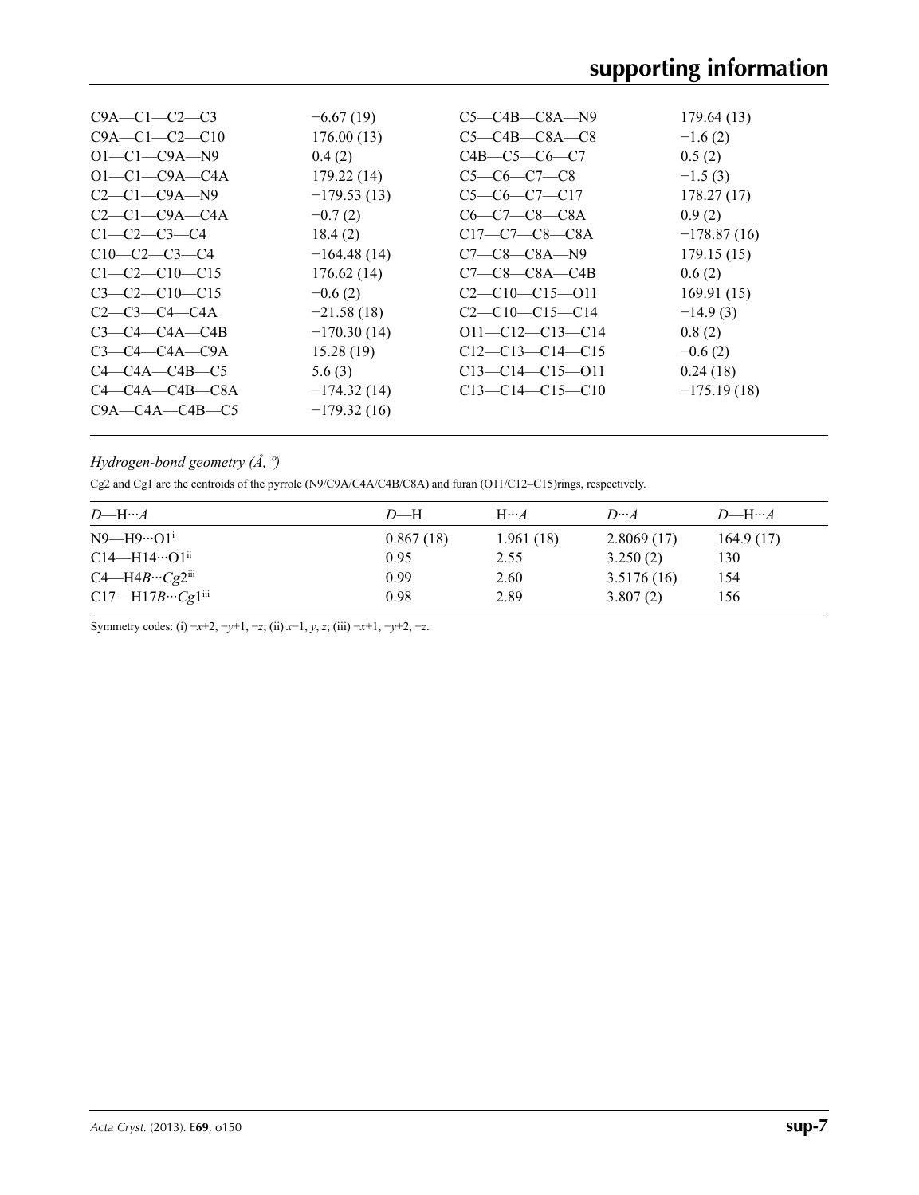| | | | |
|---|---|---|---|
| C9A—C1—C2—C3 | −6.67 (19) | C5—C4B—C8A—N9 | 179.64 (13) |
| C9A—C1—C2—C10 | 176.00 (13) | C5—C4B—C8A—C8 | −1.6 (2) |
| O1—C1—C9A—N9 | 0.4 (2) | C4B—C5—C6—C7 | 0.5 (2) |
| O1—C1—C9A—C4A | 179.22 (14) | C5—C6—C7—C8 | −1.5 (3) |
| C2—C1—C9A—N9 | −179.53 (13) | C5—C6—C7—C17 | 178.27 (17) |
| C2—C1—C9A—C4A | −0.7 (2) | C6—C7—C8—C8A | 0.9 (2) |
| C1—C2—C3—C4 | 18.4 (2) | C17—C7—C8—C8A | −178.87 (16) |
| C10—C2—C3—C4 | −164.48 (14) | C7—C8—C8A—N9 | 179.15 (15) |
| C1—C2—C10—C15 | 176.62 (14) | C7—C8—C8A—C4B | 0.6 (2) |
| C3—C2—C10—C15 | −0.6 (2) | C2—C10—C15—O11 | 169.91 (15) |
| C2—C3—C4—C4A | −21.58 (18) | C2—C10—C15—C14 | −14.9 (3) |
| C3—C4—C4A—C4B | −170.30 (14) | O11—C12—C13—C14 | 0.8 (2) |
| C3—C4—C4A—C9A | 15.28 (19) | C12—C13—C14—C15 | −0.6 (2) |
| C4—C4A—C4B—C5 | 5.6 (3) | C13—C14—C15—O11 | 0.24 (18) |
| C4—C4A—C4B—C8A | −174.32 (14) | C13—C14—C15—C10 | −175.19 (18) |
| C9A—C4A—C4B—C5 | −179.32 (16) | | |

*Hydrogen-bond geometry (Å, º)*

Cg2 and Cg1 are the centroids of the pyrrole (N9/C9A/C4A/C4B/C8A) and furan (O11/C12–C15)rings, respectively.

| *D*—H···*A* | *D*—H | H···*A* | *D*···*A* | *D*—H···*A* |
|---|---|---|---|---|
| N9—H9···O1[i] | 0.867 (18) | 1.961 (18) | 2.8069 (17) | 164.9 (17) |
| C14—H14···O1[ii] | 0.95 | 2.55 | 3.250 (2) | 130 |
| C4—H4*B*···*Cg*2[iii] | 0.99 | 2.60 | 3.5176 (16) | 154 |
| C17—H17*B*···*Cg*1[iii] | 0.98 | 2.89 | 3.807 (2) | 156 |

Symmetry codes: (i) $-x+2, -y+1, -z$; (ii) $x-1, y, z$; (iii) $-x+1, -y+2, -z$.